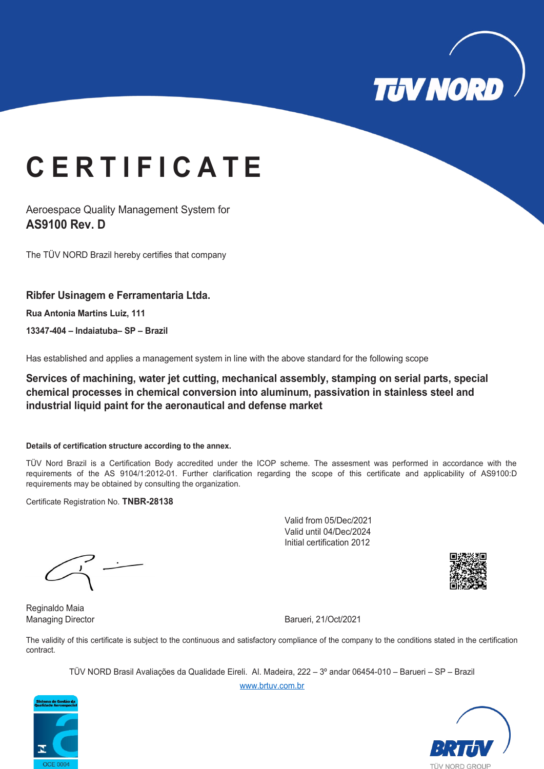TÜV NORD

# CERTIFICATE

Aeroespace Quality Management System for
**AS9100 Rev. D**

The TÜV NORD Brazil hereby certifies that company

**Ribfer Usinagem e Ferramentaria Ltda.**

**Rua Antonia Martins Luiz, 111**

**13347-404 – Indaiatuba– SP – Brazil**

Has established and applies a management system in line with the above standard for the following scope

**Services of machining, water jet cutting, mechanical assembly, stamping on serial parts, special chemical processes in chemical conversion into aluminum, passivation in stainless steel and industrial liquid paint for the aeronautical and defense market**

**Details of certification structure according to the annex.**

TÜV Nord Brazil is a Certification Body accredited under the ICOP scheme. The assesment was performed in accordance with the requirements of the AS 9104/1:2012-01. Further clarification regarding the scope of this certificate and applicability of AS9100:D requirements may be obtained by consulting the organization.

Certificate Registration No. **TNBR-28138**

Valid from 05/Dec/2021
Valid until 04/Dec/2024
Initial certification 2012

Reginaldo Maia
Managing Director

Barueri, 21/Oct/2021

The validity of this certificate is subject to the continuous and satisfactory compliance of the company to the conditions stated in the certification contract.

TÜV NORD Brasil Avaliações da Qualidade Eireli. Al. Madeira, 222 – 3º andar 06454-010 – Barueri – SP – Brazil
www.brtuv.com.br

Sistema de Gestão da Qualidade Aeroespacial
OCE 0004

BRTÜV
TÜV NORD GROUP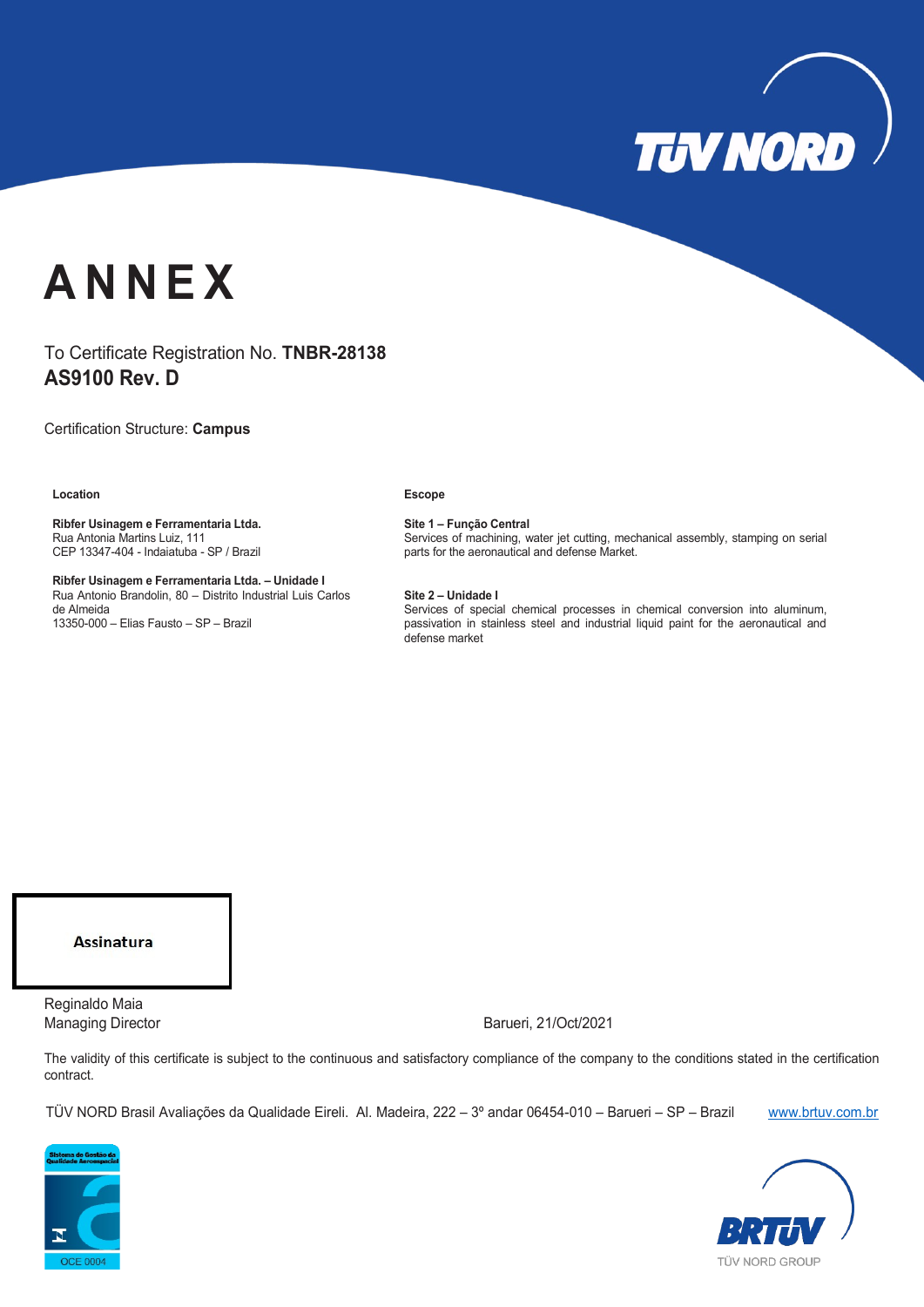# ANNEX

To Certificate Registration No. **TNBR-28138**
**AS9100 Rev. D**

Certification Structure: **Campus**

| Location | Escope |
|---|---|
| **Ribfer Usinagem e Ferramentaria Ltda.** Rua Antonia Martins Luiz, 111 CEP 13347-404 - Indaiatuba - SP / Brazil | **Site 1 – Função Central** Services of machining, water jet cutting, mechanical assembly, stamping on serial parts for the aeronautical and defense Market. |
| **Ribfer Usinagem e Ferramentaria Ltda. – Unidade I** Rua Antonio Brandolin, 80 – Distrito Industrial Luis Carlos de Almeida 13350-000 – Elias Fausto – SP – Brazil | **Site 2 – Unidade I** Services of special chemical processes in chemical conversion into aluminum, passivation in stainless steel and industrial liquid paint for the aeronautical and defense market |

Assinatura

Reginaldo Maia
Managing Director

Barueri, 21/Oct/2021

The validity of this certificate is subject to the continuous and satisfactory compliance of the company to the conditions stated in the certification contract.

TÜV NORD Brasil Avaliações da Qualidade Eireli. Al. Madeira, 222 – 3º andar 06454-010 – Barueri – SP – Brazil www.brtuv.com.br

Sistema de Gestão da Qualidade Aeroespacial
OCE 0004

BRTÜV
TÜV NORD GROUP